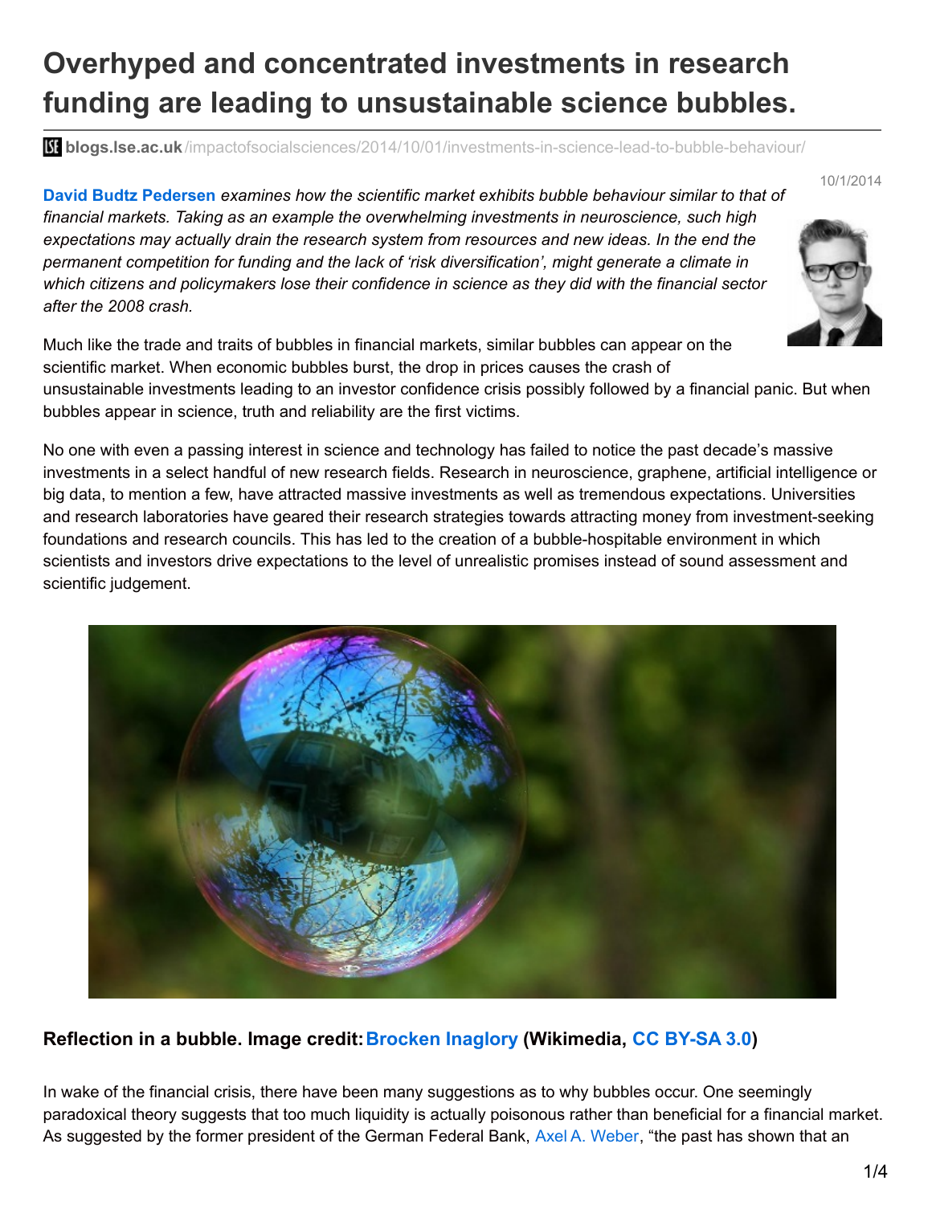# Overhyped and concentrated investments in research funding are leading to unsustainable science bubbles.

**blogs.lse.ac.uk**/impactofsocialsciences/2014/10/01/investments-in-science-lead-to-bubble-behaviour/

10/1/2014

**David Budtz Pedersen** *examines how the scientific market exhibits bubble behaviour similar to that of financial markets. Taking as an example the overwhelming investments in neuroscience, such high expectations may actually drain the research system from resources and new ideas. In the end the permanent competition for funding and the lack of 'risk diversification', might generate a climate in which citizens and policymakers lose their confidence in science as they did with the financial sector after the 2008 crash.*

Much like the trade and traits of bubbles in financial markets, similar bubbles can appear on the scientific market. When economic bubbles burst, the drop in prices causes the crash of unsustainable investments leading to an investor confidence crisis possibly followed by a financial panic. But when bubbles appear in science, truth and reliability are the first victims.

No one with even a passing interest in science and technology has failed to notice the past decade's massive investments in a select handful of new research fields. Research in neuroscience, graphene, artificial intelligence or big data, to mention a few, have attracted massive investments as well as tremendous expectations. Universities and research laboratories have geared their research strategies towards attracting money from investment-seeking foundations and research councils. This has led to the creation of a bubble-hospitable environment in which scientists and investors drive expectations to the level of unrealistic promises instead of sound assessment and scientific judgement.

**Reflection in a bubble. Image credit: Brocken Inaglory (Wikimedia, CC BY-SA 3.0)**

In wake of the financial crisis, there have been many suggestions as to why bubbles occur. One seemingly paradoxical theory suggests that too much liquidity is actually poisonous rather than beneficial for a financial market. As suggested by the former president of the German Federal Bank, Axel A. Weber, "the past has shown that an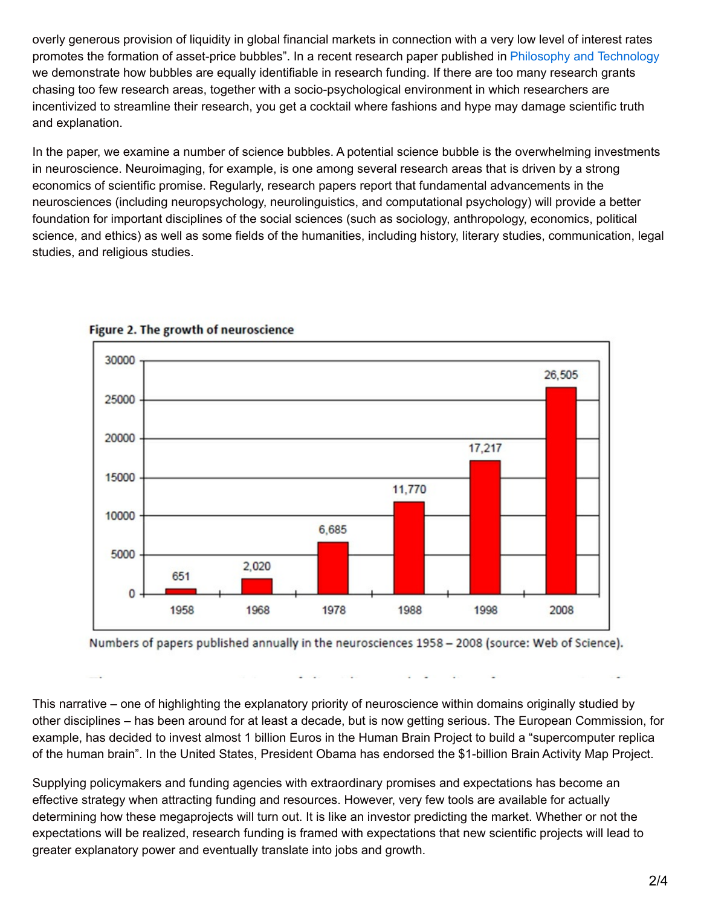overly generous provision of liquidity in global financial markets in connection with a very low level of interest rates promotes the formation of asset-price bubbles". In a recent research paper published in Philosophy and Technology we demonstrate how bubbles are equally identifiable in research funding. If there are too many research grants chasing too few research areas, together with a socio-psychological environment in which researchers are incentivized to streamline their research, you get a cocktail where fashions and hype may damage scientific truth and explanation.

In the paper, we examine a number of science bubbles. A potential science bubble is the overwhelming investments in neuroscience. Neuroimaging, for example, is one among several research areas that is driven by a strong economics of scientific promise. Regularly, research papers report that fundamental advancements in the neurosciences (including neuropsychology, neurolinguistics, and computational psychology) will provide a better foundation for important disciplines of the social sciences (such as sociology, anthropology, economics, political science, and ethics) as well as some fields of the humanities, including history, literary studies, communication, legal studies, and religious studies.

**Figure 2. The growth of neuroscience**

| Year | Papers |
|---|---|
| 1958 | 651 |
| 1968 | 2,020 |
| 1978 | 6,685 |
| 1988 | 11,770 |
| 1998 | 17,217 |
| 2008 | 26,505 |

Numbers of papers published annually in the neurosciences 1958 – 2008 (source: Web of Science).

This narrative – one of highlighting the explanatory priority of neuroscience within domains originally studied by other disciplines – has been around for at least a decade, but is now getting serious. The European Commission, for example, has decided to invest almost 1 billion Euros in the Human Brain Project to build a "supercomputer replica of the human brain". In the United States, President Obama has endorsed the $1-billion Brain Activity Map Project.

Supplying policymakers and funding agencies with extraordinary promises and expectations has become an effective strategy when attracting funding and resources. However, very few tools are available for actually determining how these megaprojects will turn out. It is like an investor predicting the market. Whether or not the expectations will be realized, research funding is framed with expectations that new scientific projects will lead to greater explanatory power and eventually translate into jobs and growth.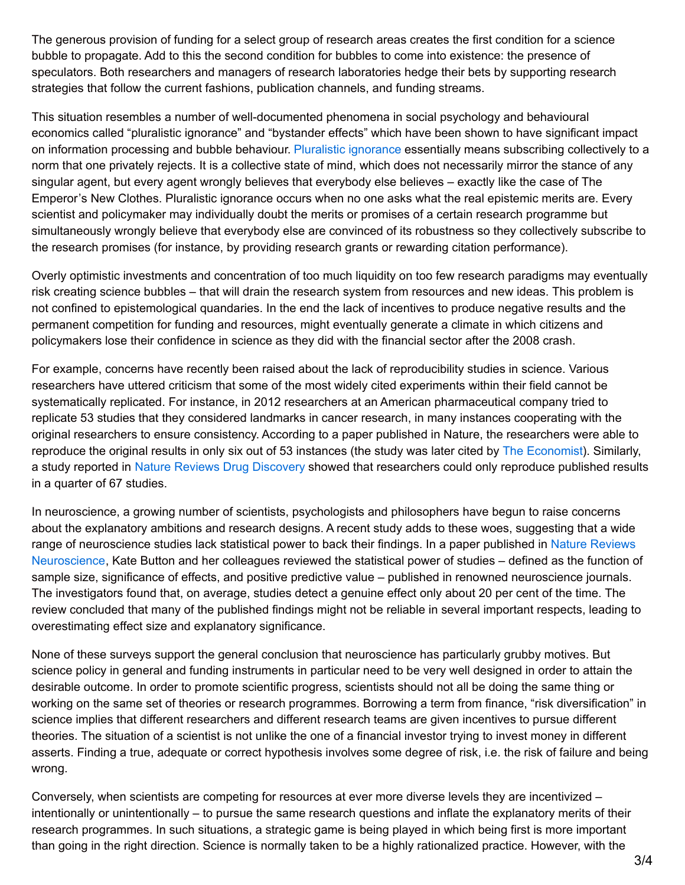The generous provision of funding for a select group of research areas creates the first condition for a science bubble to propagate. Add to this the second condition for bubbles to come into existence: the presence of speculators. Both researchers and managers of research laboratories hedge their bets by supporting research strategies that follow the current fashions, publication channels, and funding streams.

This situation resembles a number of well-documented phenomena in social psychology and behavioural economics called “pluralistic ignorance” and “bystander effects” which have been shown to have significant impact on information processing and bubble behaviour. Pluralistic ignorance essentially means subscribing collectively to a norm that one privately rejects. It is a collective state of mind, which does not necessarily mirror the stance of any singular agent, but every agent wrongly believes that everybody else believes – exactly like the case of The Emperor’s New Clothes. Pluralistic ignorance occurs when no one asks what the real epistemic merits are. Every scientist and policymaker may individually doubt the merits or promises of a certain research programme but simultaneously wrongly believe that everybody else are convinced of its robustness so they collectively subscribe to the research promises (for instance, by providing research grants or rewarding citation performance).

Overly optimistic investments and concentration of too much liquidity on too few research paradigms may eventually risk creating science bubbles – that will drain the research system from resources and new ideas. This problem is not confined to epistemological quandaries. In the end the lack of incentives to produce negative results and the permanent competition for funding and resources, might eventually generate a climate in which citizens and policymakers lose their confidence in science as they did with the financial sector after the 2008 crash.

For example, concerns have recently been raised about the lack of reproducibility studies in science. Various researchers have uttered criticism that some of the most widely cited experiments within their field cannot be systematically replicated. For instance, in 2012 researchers at an American pharmaceutical company tried to replicate 53 studies that they considered landmarks in cancer research, in many instances cooperating with the original researchers to ensure consistency. According to a paper published in Nature, the researchers were able to reproduce the original results in only six out of 53 instances (the study was later cited by The Economist). Similarly, a study reported in Nature Reviews Drug Discovery showed that researchers could only reproduce published results in a quarter of 67 studies.

In neuroscience, a growing number of scientists, psychologists and philosophers have begun to raise concerns about the explanatory ambitions and research designs. A recent study adds to these woes, suggesting that a wide range of neuroscience studies lack statistical power to back their findings. In a paper published in Nature Reviews Neuroscience, Kate Button and her colleagues reviewed the statistical power of studies – defined as the function of sample size, significance of effects, and positive predictive value – published in renowned neuroscience journals. The investigators found that, on average, studies detect a genuine effect only about 20 per cent of the time. The review concluded that many of the published findings might not be reliable in several important respects, leading to overestimating effect size and explanatory significance.

None of these surveys support the general conclusion that neuroscience has particularly grubby motives. But science policy in general and funding instruments in particular need to be very well designed in order to attain the desirable outcome. In order to promote scientific progress, scientists should not all be doing the same thing or working on the same set of theories or research programmes. Borrowing a term from finance, “risk diversification” in science implies that different researchers and different research teams are given incentives to pursue different theories. The situation of a scientist is not unlike the one of a financial investor trying to invest money in different asserts. Finding a true, adequate or correct hypothesis involves some degree of risk, i.e. the risk of failure and being wrong.

Conversely, when scientists are competing for resources at ever more diverse levels they are incentivized – intentionally or unintentionally – to pursue the same research questions and inflate the explanatory merits of their research programmes. In such situations, a strategic game is being played in which being first is more important than going in the right direction. Science is normally taken to be a highly rationalized practice. However, with the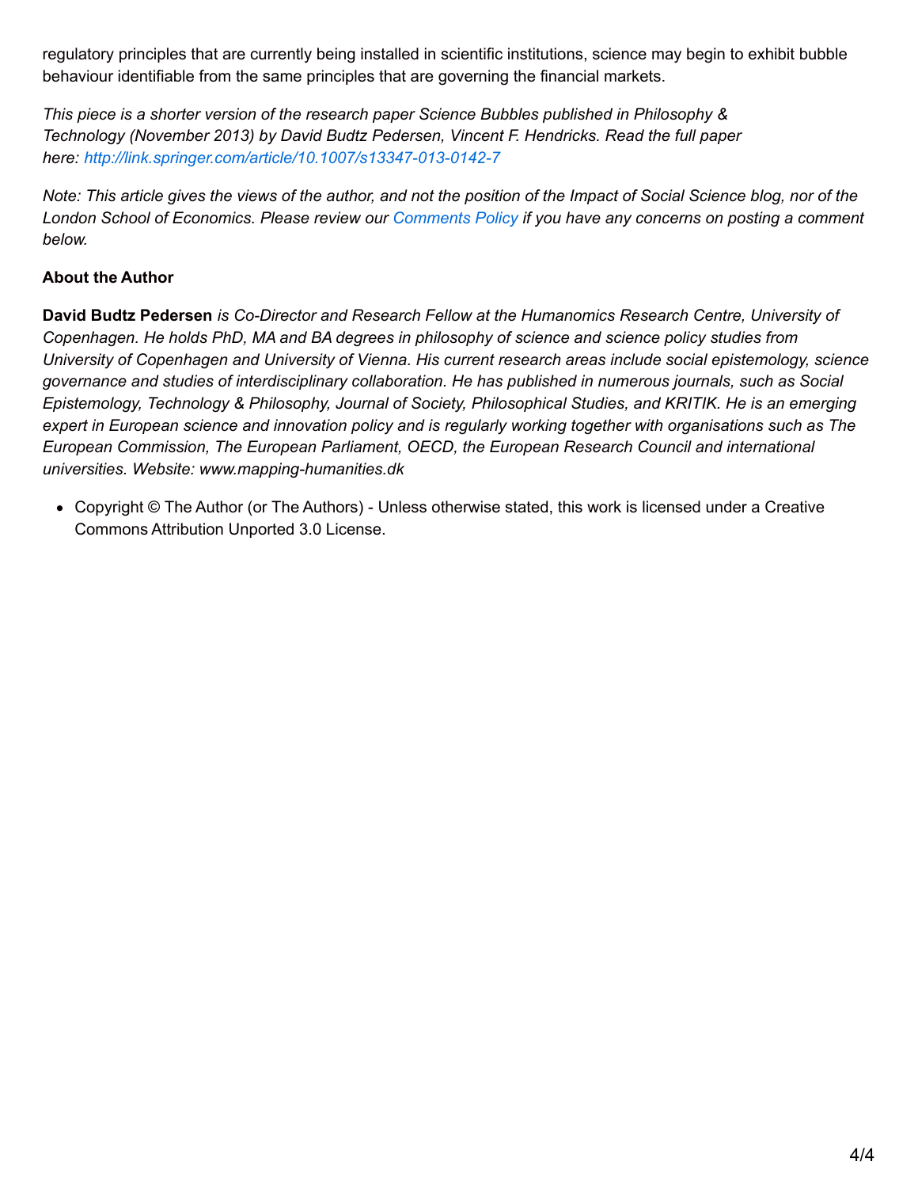regulatory principles that are currently being installed in scientific institutions, science may begin to exhibit bubble behaviour identifiable from the same principles that are governing the financial markets.

*This piece is a shorter version of the research paper Science Bubbles published in Philosophy & Technology (November 2013) by David Budtz Pedersen, Vincent F. Hendricks. Read the full paper here: http://link.springer.com/article/10.1007/s13347-013-0142-7*

*Note: This article gives the views of the author, and not the position of the Impact of Social Science blog, nor of the London School of Economics. Please review our Comments Policy if you have any concerns on posting a comment below.*

**About the Author**

**David Budtz Pedersen** *is Co-Director and Research Fellow at the Humanomics Research Centre, University of Copenhagen. He holds PhD, MA and BA degrees in philosophy of science and science policy studies from University of Copenhagen and University of Vienna. His current research areas include social epistemology, science governance and studies of interdisciplinary collaboration. He has published in numerous journals, such as Social Epistemology, Technology & Philosophy, Journal of Society, Philosophical Studies, and KRITIK. He is an emerging expert in European science and innovation policy and is regularly working together with organisations such as The European Commission, The European Parliament, OECD, the European Research Council and international universities. Website: www.mapping-humanities.dk*

- Copyright © The Author (or The Authors) - Unless otherwise stated, this work is licensed under a Creative Commons Attribution Unported 3.0 License.